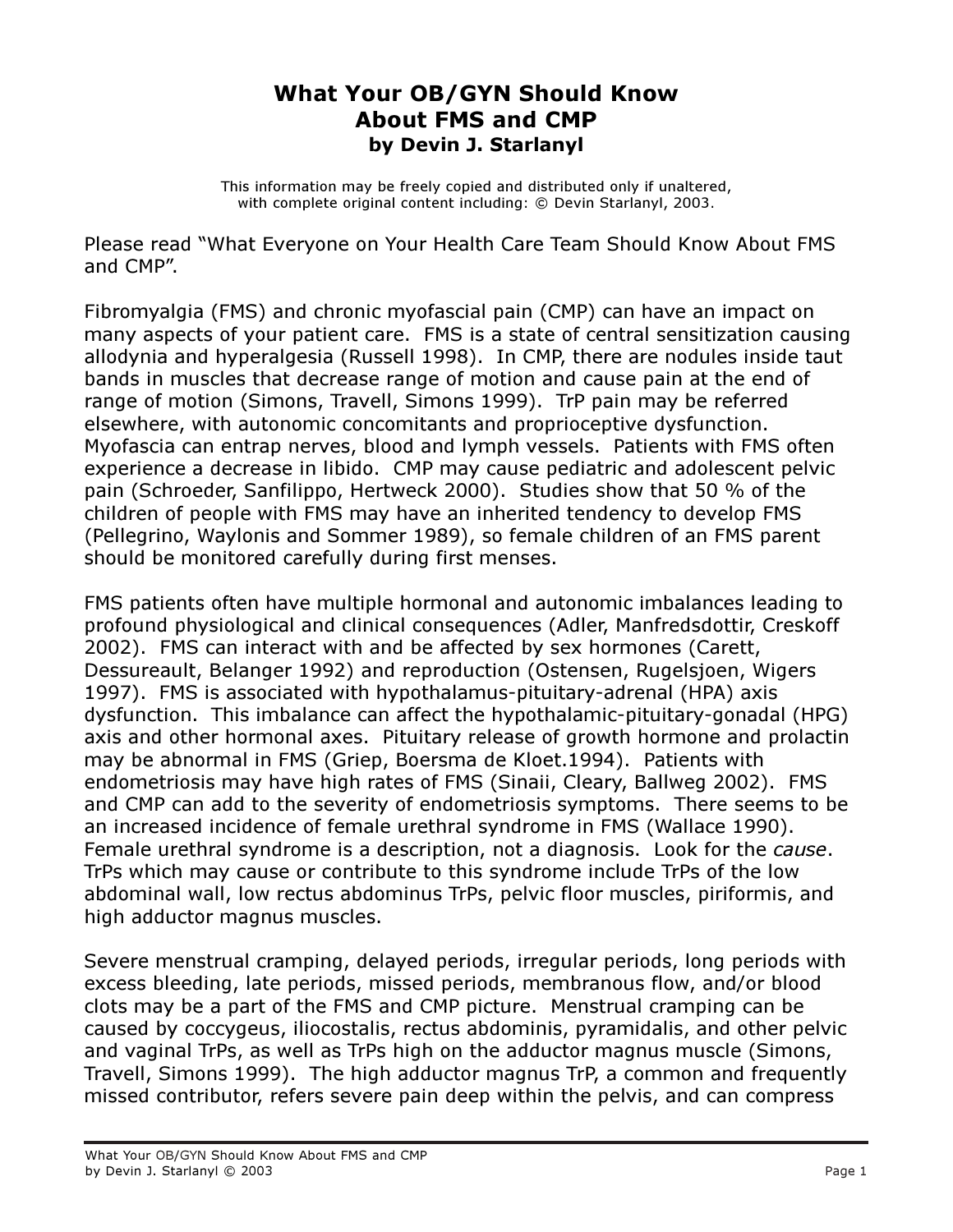# What Your OB/GYN Should Know About FMS and CMP

**by Devin J. Starlanyl**

This information may be freely copied and distributed only if unaltered, with complete original content including: © Devin Starlanyl, 2003.

Please read "What Everyone on Your Health Care Team Should Know About FMS and CMP".

Fibromyalgia (FMS) and chronic myofascial pain (CMP) can have an impact on many aspects of your patient care. FMS is a state of central sensitization causing allodynia and hyperalgesia (Russell 1998). In CMP, there are nodules inside taut bands in muscles that decrease range of motion and cause pain at the end of range of motion (Simons, Travell, Simons 1999). TrP pain may be referred elsewhere, with autonomic concomitants and proprioceptive dysfunction. Myofascia can entrap nerves, blood and lymph vessels. Patients with FMS often experience a decrease in libido. CMP may cause pediatric and adolescent pelvic pain (Schroeder, Sanfilippo, Hertweck 2000). Studies show that 50 % of the children of people with FMS may have an inherited tendency to develop FMS (Pellegrino, Waylonis and Sommer 1989), so female children of an FMS parent should be monitored carefully during first menses.

FMS patients often have multiple hormonal and autonomic imbalances leading to profound physiological and clinical consequences (Adler, Manfredsdottir, Creskoff 2002). FMS can interact with and be affected by sex hormones (Carett, Dessureault, Belanger 1992) and reproduction (Ostensen, Rugelsjoen, Wigers 1997). FMS is associated with hypothalamus-pituitary-adrenal (HPA) axis dysfunction. This imbalance can affect the hypothalamic-pituitary-gonadal (HPG) axis and other hormonal axes. Pituitary release of growth hormone and prolactin may be abnormal in FMS (Griep, Boersma de Kloet.1994). Patients with endometriosis may have high rates of FMS (Sinaii, Cleary, Ballweg 2002). FMS and CMP can add to the severity of endometriosis symptoms. There seems to be an increased incidence of female urethral syndrome in FMS (Wallace 1990). Female urethral syndrome is a description, not a diagnosis. Look for the *cause*. TrPs which may cause or contribute to this syndrome include TrPs of the low abdominal wall, low rectus abdominus TrPs, pelvic floor muscles, piriformis, and high adductor magnus muscles.

Severe menstrual cramping, delayed periods, irregular periods, long periods with excess bleeding, late periods, missed periods, membranous flow, and/or blood clots may be a part of the FMS and CMP picture. Menstrual cramping can be caused by coccygeus, iliocostalis, rectus abdominis, pyramidalis, and other pelvic and vaginal TrPs, as well as TrPs high on the adductor magnus muscle (Simons, Travell, Simons 1999). The high adductor magnus TrP, a common and frequently missed contributor, refers severe pain deep within the pelvis, and can compress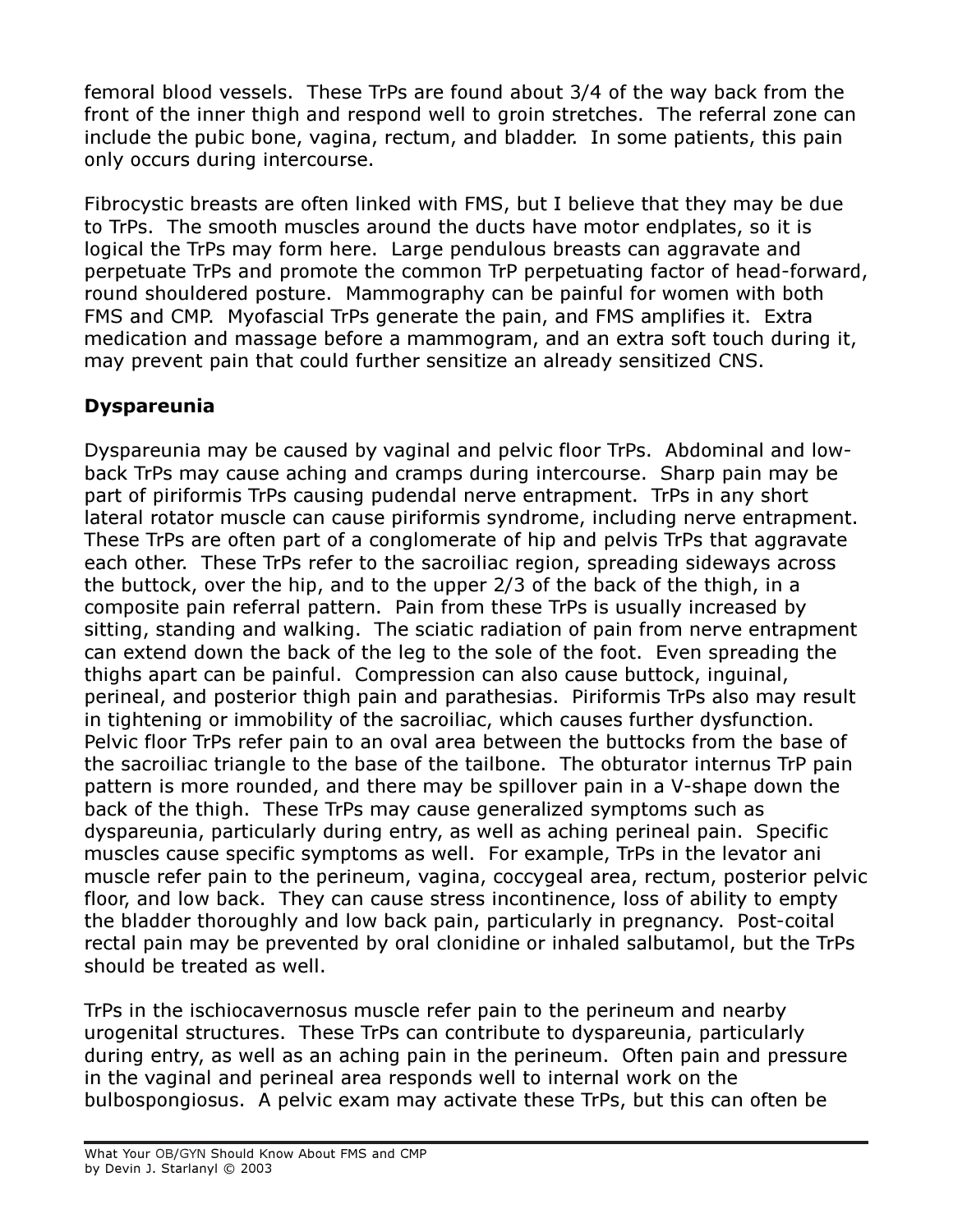femoral blood vessels. These TrPs are found about 3/4 of the way back from the front of the inner thigh and respond well to groin stretches. The referral zone can include the pubic bone, vagina, rectum, and bladder. In some patients, this pain only occurs during intercourse.

Fibrocystic breasts are often linked with FMS, but I believe that they may be due to TrPs. The smooth muscles around the ducts have motor endplates, so it is logical the TrPs may form here. Large pendulous breasts can aggravate and perpetuate TrPs and promote the common TrP perpetuating factor of head-forward, round shouldered posture. Mammography can be painful for women with both FMS and CMP. Myofascial TrPs generate the pain, and FMS amplifies it. Extra medication and massage before a mammogram, and an extra soft touch during it, may prevent pain that could further sensitize an already sensitized CNS.

**Dyspareunia**

Dyspareunia may be caused by vaginal and pelvic floor TrPs. Abdominal and low-back TrPs may cause aching and cramps during intercourse. Sharp pain may be part of piriformis TrPs causing pudendal nerve entrapment. TrPs in any short lateral rotator muscle can cause piriformis syndrome, including nerve entrapment. These TrPs are often part of a conglomerate of hip and pelvis TrPs that aggravate each other. These TrPs refer to the sacroiliac region, spreading sideways across the buttock, over the hip, and to the upper 2/3 of the back of the thigh, in a composite pain referral pattern. Pain from these TrPs is usually increased by sitting, standing and walking. The sciatic radiation of pain from nerve entrapment can extend down the back of the leg to the sole of the foot. Even spreading the thighs apart can be painful. Compression can also cause buttock, inguinal, perineal, and posterior thigh pain and parathesias. Piriformis TrPs also may result in tightening or immobility of the sacroiliac, which causes further dysfunction. Pelvic floor TrPs refer pain to an oval area between the buttocks from the base of the sacroiliac triangle to the base of the tailbone. The obturator internus TrP pain pattern is more rounded, and there may be spillover pain in a V-shape down the back of the thigh. These TrPs may cause generalized symptoms such as dyspareunia, particularly during entry, as well as aching perineal pain. Specific muscles cause specific symptoms as well. For example, TrPs in the levator ani muscle refer pain to the perineum, vagina, coccygeal area, rectum, posterior pelvic floor, and low back. They can cause stress incontinence, loss of ability to empty the bladder thoroughly and low back pain, particularly in pregnancy. Post-coital rectal pain may be prevented by oral clonidine or inhaled salbutamol, but the TrPs should be treated as well.

TrPs in the ischiocavernosus muscle refer pain to the perineum and nearby urogenital structures. These TrPs can contribute to dyspareunia, particularly during entry, as well as an aching pain in the perineum. Often pain and pressure in the vaginal and perineal area responds well to internal work on the bulbospongiosus. A pelvic exam may activate these TrPs, but this can often be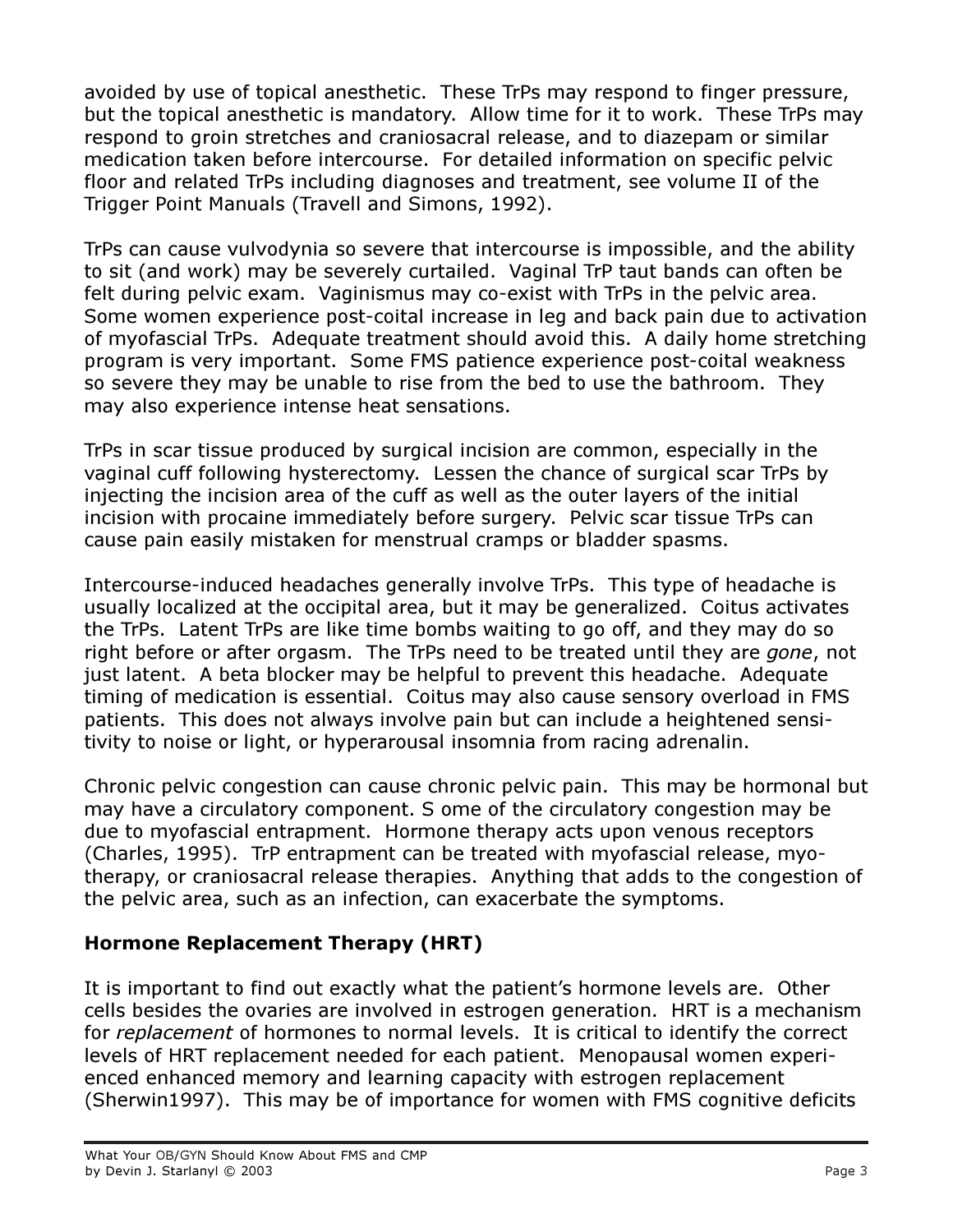avoided by use of topical anesthetic. These TrPs may respond to finger pressure, but the topical anesthetic is mandatory. Allow time for it to work. These TrPs may respond to groin stretches and craniosacral release, and to diazepam or similar medication taken before intercourse. For detailed information on specific pelvic floor and related TrPs including diagnoses and treatment, see volume II of the Trigger Point Manuals (Travell and Simons, 1992).

TrPs can cause vulvodynia so severe that intercourse is impossible, and the ability to sit (and work) may be severely curtailed. Vaginal TrP taut bands can often be felt during pelvic exam. Vaginismus may co-exist with TrPs in the pelvic area. Some women experience post-coital increase in leg and back pain due to activation of myofascial TrPs. Adequate treatment should avoid this. A daily home stretching program is very important. Some FMS patience experience post-coital weakness so severe they may be unable to rise from the bed to use the bathroom. They may also experience intense heat sensations.

TrPs in scar tissue produced by surgical incision are common, especially in the vaginal cuff following hysterectomy. Lessen the chance of surgical scar TrPs by injecting the incision area of the cuff as well as the outer layers of the initial incision with procaine immediately before surgery. Pelvic scar tissue TrPs can cause pain easily mistaken for menstrual cramps or bladder spasms.

Intercourse-induced headaches generally involve TrPs. This type of headache is usually localized at the occipital area, but it may be generalized. Coitus activates the TrPs. Latent TrPs are like time bombs waiting to go off, and they may do so right before or after orgasm. The TrPs need to be treated until they are *gone*, not just latent. A beta blocker may be helpful to prevent this headache. Adequate timing of medication is essential. Coitus may also cause sensory overload in FMS patients. This does not always involve pain but can include a heightened sensitivity to noise or light, or hyperarousal insomnia from racing adrenalin.

Chronic pelvic congestion can cause chronic pelvic pain. This may be hormonal but may have a circulatory component. S ome of the circulatory congestion may be due to myofascial entrapment. Hormone therapy acts upon venous receptors (Charles, 1995). TrP entrapment can be treated with myofascial release, myotherapy, or craniosacral release therapies. Anything that adds to the congestion of the pelvic area, such as an infection, can exacerbate the symptoms.

## Hormone Replacement Therapy (HRT)

It is important to find out exactly what the patient's hormone levels are. Other cells besides the ovaries are involved in estrogen generation. HRT is a mechanism for *replacement* of hormones to normal levels. It is critical to identify the correct levels of HRT replacement needed for each patient. Menopausal women experienced enhanced memory and learning capacity with estrogen replacement (Sherwin1997). This may be of importance for women with FMS cognitive deficits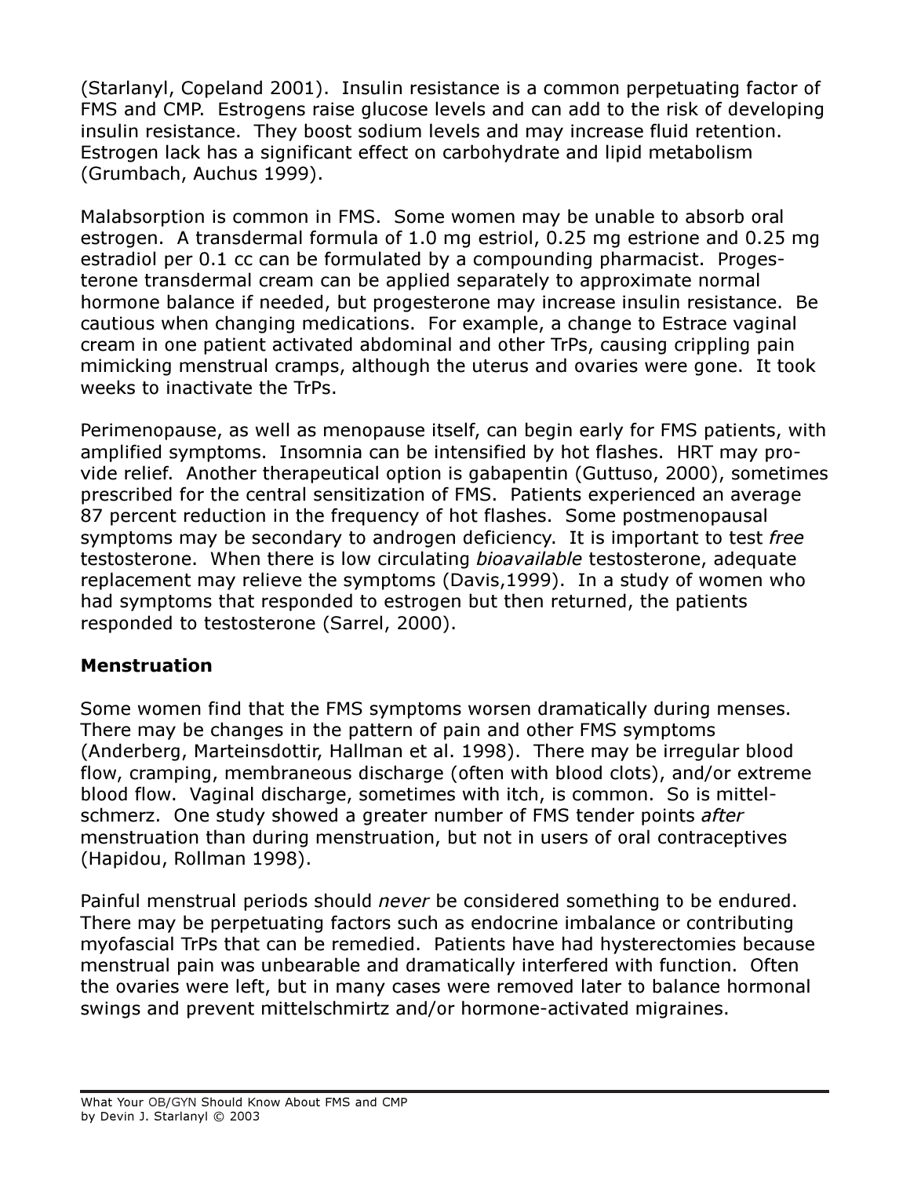(Starlanyl, Copeland 2001). Insulin resistance is a common perpetuating factor of FMS and CMP. Estrogens raise glucose levels and can add to the risk of developing insulin resistance. They boost sodium levels and may increase fluid retention. Estrogen lack has a significant effect on carbohydrate and lipid metabolism (Grumbach, Auchus 1999).

Malabsorption is common in FMS. Some women may be unable to absorb oral estrogen. A transdermal formula of 1.0 mg estriol, 0.25 mg estrione and 0.25 mg estradiol per 0.1 cc can be formulated by a compounding pharmacist. Progesterone transdermal cream can be applied separately to approximate normal hormone balance if needed, but progesterone may increase insulin resistance. Be cautious when changing medications. For example, a change to Estrace vaginal cream in one patient activated abdominal and other TrPs, causing crippling pain mimicking menstrual cramps, although the uterus and ovaries were gone. It took weeks to inactivate the TrPs.

Perimenopause, as well as menopause itself, can begin early for FMS patients, with amplified symptoms. Insomnia can be intensified by hot flashes. HRT may provide relief. Another therapeutical option is gabapentin (Guttuso, 2000), sometimes prescribed for the central sensitization of FMS. Patients experienced an average 87 percent reduction in the frequency of hot flashes. Some postmenopausal symptoms may be secondary to androgen deficiency. It is important to test *free* testosterone. When there is low circulating *bioavailable* testosterone, adequate replacement may relieve the symptoms (Davis,1999). In a study of women who had symptoms that responded to estrogen but then returned, the patients responded to testosterone (Sarrel, 2000).

## Menstruation

Some women find that the FMS symptoms worsen dramatically during menses. There may be changes in the pattern of pain and other FMS symptoms (Anderberg, Marteinsdottir, Hallman et al. 1998). There may be irregular blood flow, cramping, membraneous discharge (often with blood clots), and/or extreme blood flow. Vaginal discharge, sometimes with itch, is common. So is mittelschmerz. One study showed a greater number of FMS tender points *after* menstruation than during menstruation, but not in users of oral contraceptives (Hapidou, Rollman 1998).

Painful menstrual periods should *never* be considered something to be endured. There may be perpetuating factors such as endocrine imbalance or contributing myofascial TrPs that can be remedied. Patients have had hysterectomies because menstrual pain was unbearable and dramatically interfered with function. Often the ovaries were left, but in many cases were removed later to balance hormonal swings and prevent mittelschmirtz and/or hormone-activated migraines.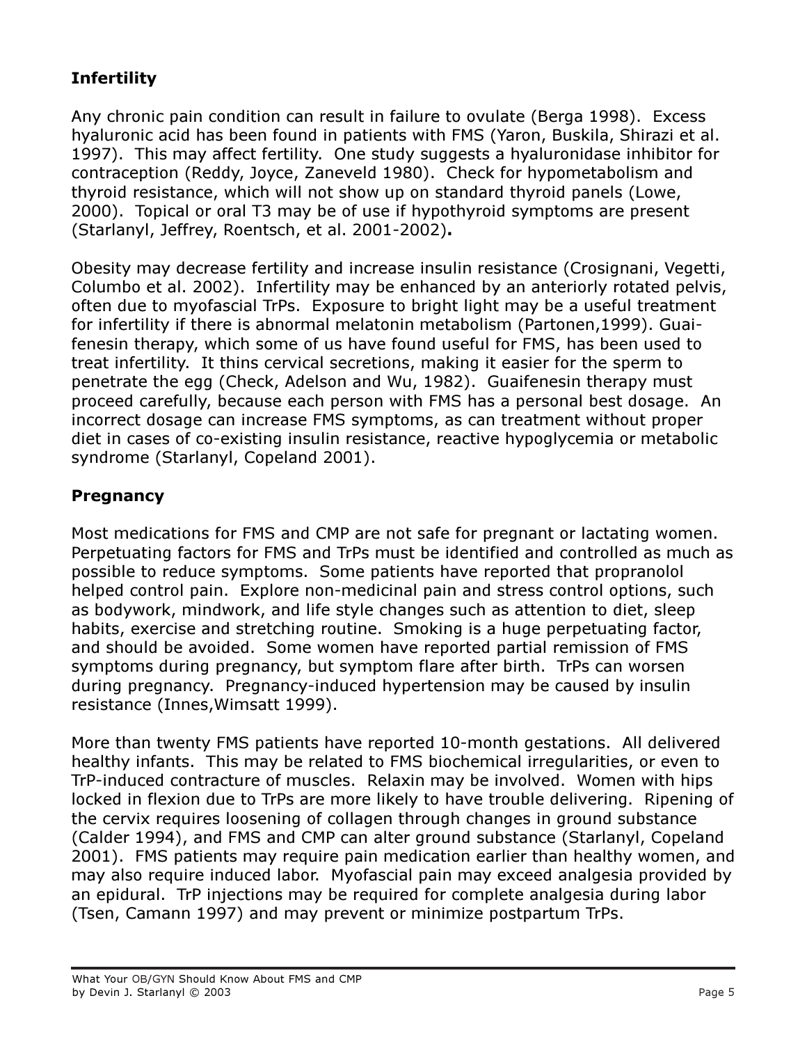## Infertility

Any chronic pain condition can result in failure to ovulate (Berga 1998). Excess hyaluronic acid has been found in patients with FMS (Yaron, Buskila, Shirazi et al. 1997). This may affect fertility. One study suggests a hyaluronidase inhibitor for contraception (Reddy, Joyce, Zaneveld 1980). Check for hypometabolism and thyroid resistance, which will not show up on standard thyroid panels (Lowe, 2000). Topical or oral T3 may be of use if hypothyroid symptoms are present (Starlanyl, Jeffrey, Roentsch, et al. 2001-2002)**.**

Obesity may decrease fertility and increase insulin resistance (Crosignani, Vegetti, Columbo et al. 2002). Infertility may be enhanced by an anteriorly rotated pelvis, often due to myofascial TrPs. Exposure to bright light may be a useful treatment for infertility if there is abnormal melatonin metabolism (Partonen,1999). Guaifenesin therapy, which some of us have found useful for FMS, has been used to treat infertility. It thins cervical secretions, making it easier for the sperm to penetrate the egg (Check, Adelson and Wu, 1982). Guaifenesin therapy must proceed carefully, because each person with FMS has a personal best dosage. An incorrect dosage can increase FMS symptoms, as can treatment without proper diet in cases of co-existing insulin resistance, reactive hypoglycemia or metabolic syndrome (Starlanyl, Copeland 2001).

## Pregnancy

Most medications for FMS and CMP are not safe for pregnant or lactating women. Perpetuating factors for FMS and TrPs must be identified and controlled as much as possible to reduce symptoms. Some patients have reported that propranolol helped control pain. Explore non-medicinal pain and stress control options, such as bodywork, mindwork, and life style changes such as attention to diet, sleep habits, exercise and stretching routine. Smoking is a huge perpetuating factor, and should be avoided. Some women have reported partial remission of FMS symptoms during pregnancy, but symptom flare after birth. TrPs can worsen during pregnancy. Pregnancy-induced hypertension may be caused by insulin resistance (Innes,Wimsatt 1999).

More than twenty FMS patients have reported 10-month gestations. All delivered healthy infants. This may be related to FMS biochemical irregularities, or even to TrP-induced contracture of muscles. Relaxin may be involved. Women with hips locked in flexion due to TrPs are more likely to have trouble delivering. Ripening of the cervix requires loosening of collagen through changes in ground substance (Calder 1994), and FMS and CMP can alter ground substance (Starlanyl, Copeland 2001). FMS patients may require pain medication earlier than healthy women, and may also require induced labor. Myofascial pain may exceed analgesia provided by an epidural. TrP injections may be required for complete analgesia during labor (Tsen, Camann 1997) and may prevent or minimize postpartum TrPs.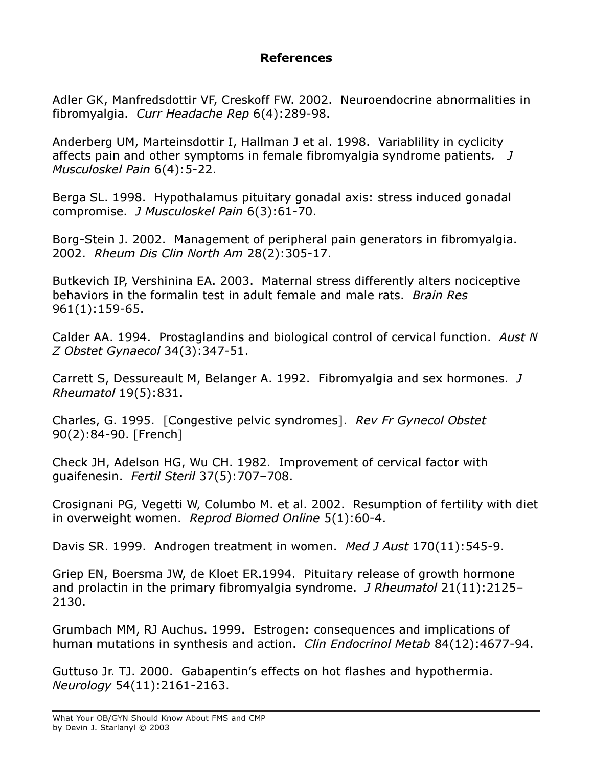## References

Adler GK, Manfredsdottir VF, Creskoff FW. 2002. Neuroendocrine abnormalities in fibromyalgia. *Curr Headache Rep* 6(4):289-98.

Anderberg UM, Marteinsdottir I, Hallman J et al. 1998. Variablility in cyclicity affects pain and other symptoms in female fibromyalgia syndrome patients. *J Musculoskel Pain* 6(4):5-22.

Berga SL. 1998. Hypothalamus pituitary gonadal axis: stress induced gonadal compromise. *J Musculoskel Pain* 6(3):61-70.

Borg-Stein J. 2002. Management of peripheral pain generators in fibromyalgia. 2002. *Rheum Dis Clin North Am* 28(2):305-17.

Butkevich IP, Vershinina EA. 2003. Maternal stress differently alters nociceptive behaviors in the formalin test in adult female and male rats. *Brain Res* 961(1):159-65.

Calder AA. 1994. Prostaglandins and biological control of cervical function. *Aust N Z Obstet Gynaecol* 34(3):347-51.

Carrett S, Dessureault M, Belanger A. 1992. Fibromyalgia and sex hormones. *J Rheumatol* 19(5):831.

Charles, G. 1995. [Congestive pelvic syndromes]. *Rev Fr Gynecol Obstet* 90(2):84-90. [French]

Check JH, Adelson HG, Wu CH. 1982. Improvement of cervical factor with guaifenesin. *Fertil Steril* 37(5):707–708.

Crosignani PG, Vegetti W, Columbo M. et al. 2002. Resumption of fertility with diet in overweight women. *Reprod Biomed Online* 5(1):60-4.

Davis SR. 1999. Androgen treatment in women. *Med J Aust* 170(11):545-9.

Griep EN, Boersma JW, de Kloet ER.1994. Pituitary release of growth hormone and prolactin in the primary fibromyalgia syndrome. *J Rheumatol* 21(11):2125–2130.

Grumbach MM, RJ Auchus. 1999. Estrogen: consequences and implications of human mutations in synthesis and action. *Clin Endocrinol Metab* 84(12):4677-94.

Guttuso Jr. TJ. 2000. Gabapentin's effects on hot flashes and hypothermia. *Neurology* 54(11):2161-2163.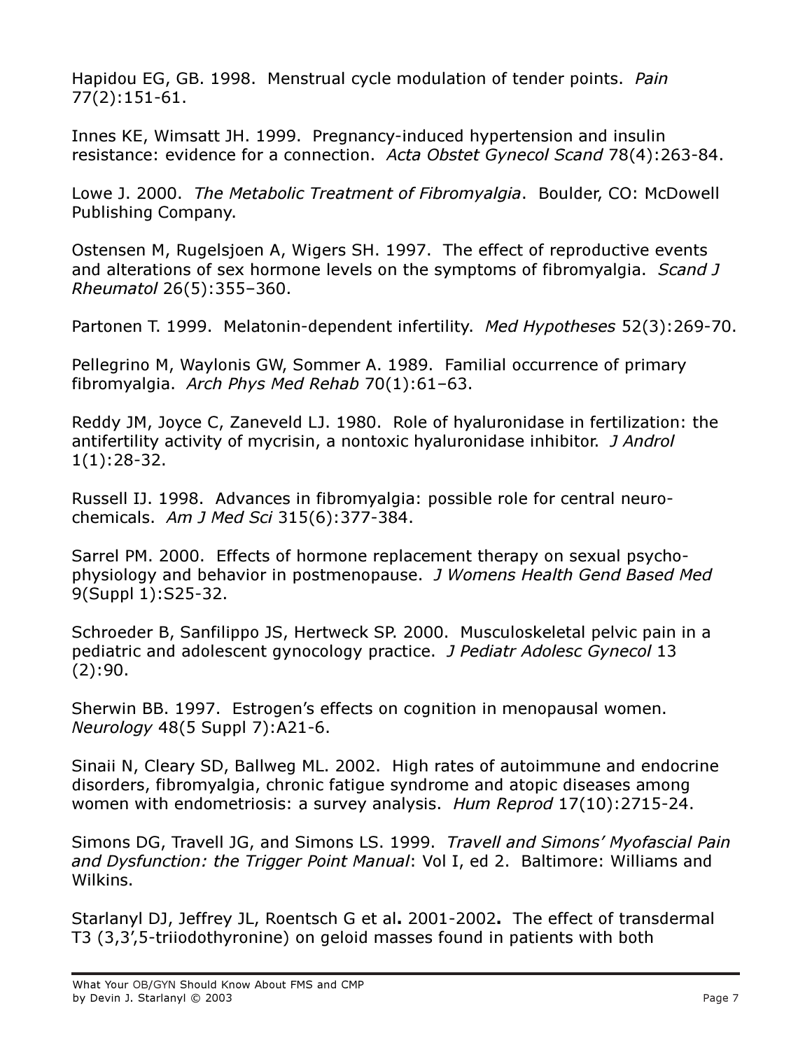Hapidou EG, GB. 1998. Menstrual cycle modulation of tender points. *Pain* 77(2):151-61.

Innes KE, Wimsatt JH. 1999. Pregnancy-induced hypertension and insulin resistance: evidence for a connection. *Acta Obstet Gynecol Scand* 78(4):263-84.

Lowe J. 2000. *The Metabolic Treatment of Fibromyalgia*. Boulder, CO: McDowell Publishing Company.

Ostensen M, Rugelsjoen A, Wigers SH. 1997. The effect of reproductive events and alterations of sex hormone levels on the symptoms of fibromyalgia. *Scand J Rheumatol* 26(5):355–360.

Partonen T. 1999. Melatonin-dependent infertility. *Med Hypotheses* 52(3):269-70.

Pellegrino M, Waylonis GW, Sommer A. 1989. Familial occurrence of primary fibromyalgia. *Arch Phys Med Rehab* 70(1):61–63.

Reddy JM, Joyce C, Zaneveld LJ. 1980. Role of hyaluronidase in fertilization: the antifertility activity of mycrisin, a nontoxic hyaluronidase inhibitor. *J Androl* 1(1):28-32.

Russell IJ. 1998. Advances in fibromyalgia: possible role for central neuro-chemicals. *Am J Med Sci* 315(6):377-384.

Sarrel PM. 2000. Effects of hormone replacement therapy on sexual psycho-physiology and behavior in postmenopause. *J Womens Health Gend Based Med* 9(Suppl 1):S25-32.

Schroeder B, Sanfilippo JS, Hertweck SP. 2000. Musculoskeletal pelvic pain in a pediatric and adolescent gynocology practice. *J Pediatr Adolesc Gynecol* 13 (2):90.

Sherwin BB. 1997. Estrogen's effects on cognition in menopausal women. *Neurology* 48(5 Suppl 7):A21-6.

Sinaii N, Cleary SD, Ballweg ML. 2002. High rates of autoimmune and endocrine disorders, fibromyalgia, chronic fatigue syndrome and atopic diseases among women with endometriosis: a survey analysis. *Hum Reprod* 17(10):2715-24.

Simons DG, Travell JG, and Simons LS. 1999. *Travell and Simons' Myofascial Pain and Dysfunction: the Trigger Point Manual*: Vol I, ed 2. Baltimore: Williams and Wilkins.

Starlanyl DJ, Jeffrey JL, Roentsch G et al**.** 2001-2002**.** The effect of transdermal T3 (3,3',5-triiodothyronine) on geloid masses found in patients with both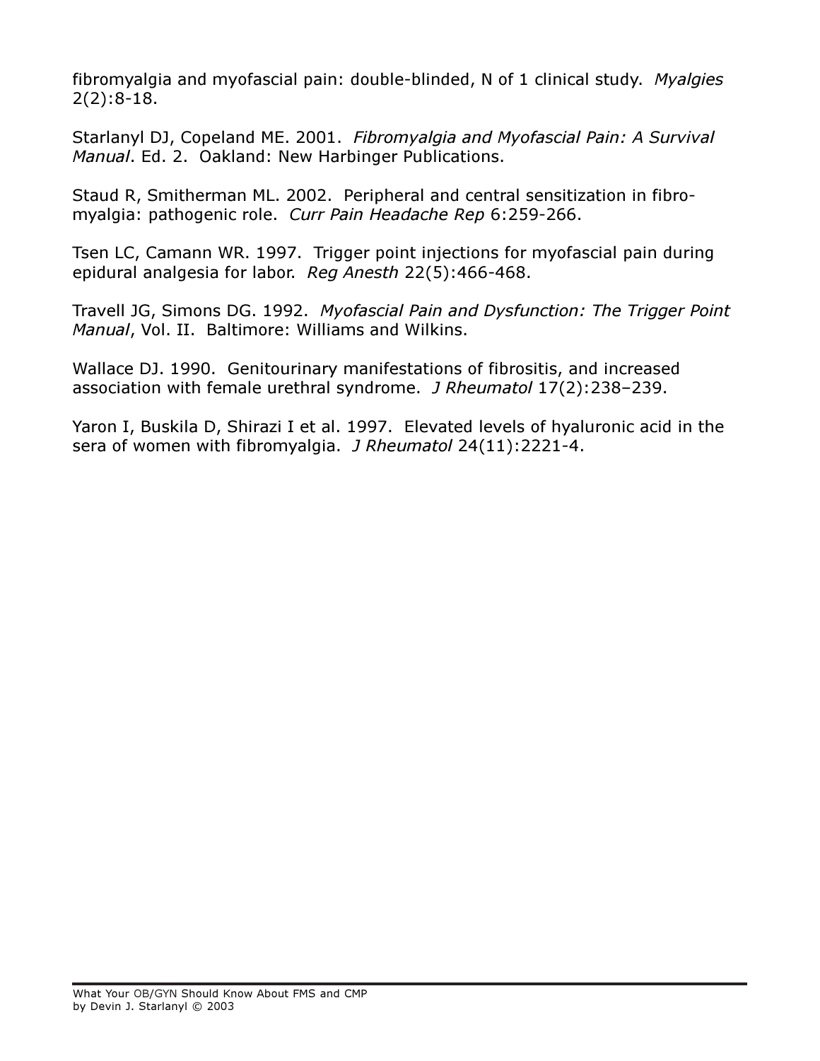fibromyalgia and myofascial pain: double-blinded, N of 1 clinical study. *Myalgies* 2(2):8-18.

Starlanyl DJ, Copeland ME. 2001. *Fibromyalgia and Myofascial Pain: A Survival Manual*. Ed. 2. Oakland: New Harbinger Publications.

Staud R, Smitherman ML. 2002. Peripheral and central sensitization in fibromyalgia: pathogenic role. *Curr Pain Headache Rep* 6:259-266.

Tsen LC, Camann WR. 1997. Trigger point injections for myofascial pain during epidural analgesia for labor. *Reg Anesth* 22(5):466-468.

Travell JG, Simons DG. 1992. *Myofascial Pain and Dysfunction: The Trigger Point Manual*, Vol. II. Baltimore: Williams and Wilkins.

Wallace DJ. 1990. Genitourinary manifestations of fibrositis, and increased association with female urethral syndrome. *J Rheumatol* 17(2):238–239.

Yaron I, Buskila D, Shirazi I et al. 1997. Elevated levels of hyaluronic acid in the sera of women with fibromyalgia. *J Rheumatol* 24(11):2221-4.